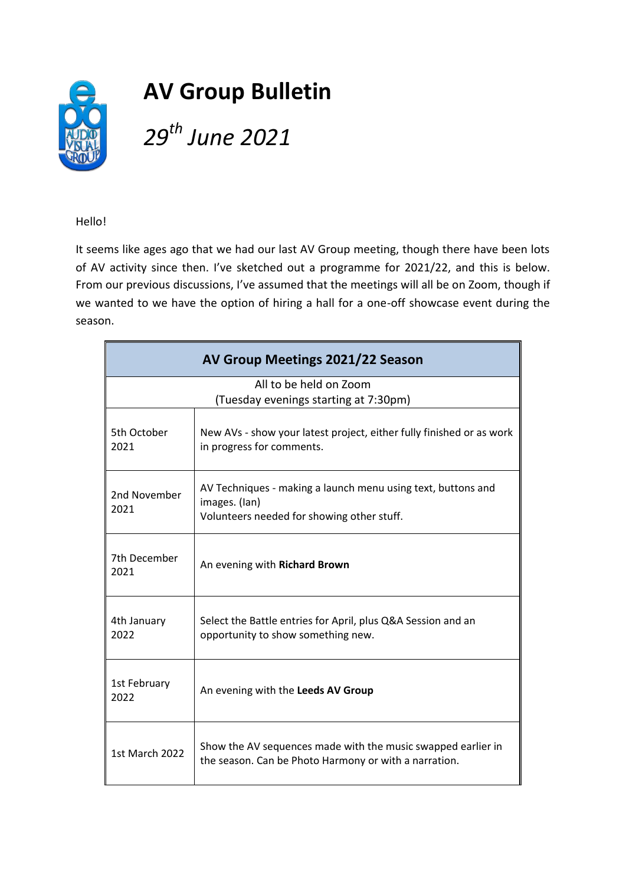# AV Group Bulletin

## *29th June 2021*

Hello!

It seems like ages ago that we had our last AV Group meeting, though there have been lots of AV activity since then. I've sketched out a programme for 2021/22, and this is below. From our previous discussions, I've assumed that the meetings will all be on Zoom, though if we wanted to we have the option of hiring a hall for a one-off showcase event during the season.

| AV Group Meetings 2021/22 Season | |
|---|---|
| All to be held on Zoom (Tuesday evenings starting at 7:30pm) | |
| 5th October 2021 | New AVs - show your latest project, either fully finished or as work in progress for comments. |
| 2nd November 2021 | AV Techniques - making a launch menu using text, buttons and images. (Ian) Volunteers needed for showing other stuff. |
| 7th December 2021 | An evening with **Richard Brown** |
| 4th January 2022 | Select the Battle entries for April, plus Q&A Session and an opportunity to show something new. |
| 1st February 2022 | An evening with the **Leeds AV Group** |
| 1st March 2022 | Show the AV sequences made with the music swapped earlier in the season. Can be Photo Harmony or with a narration. |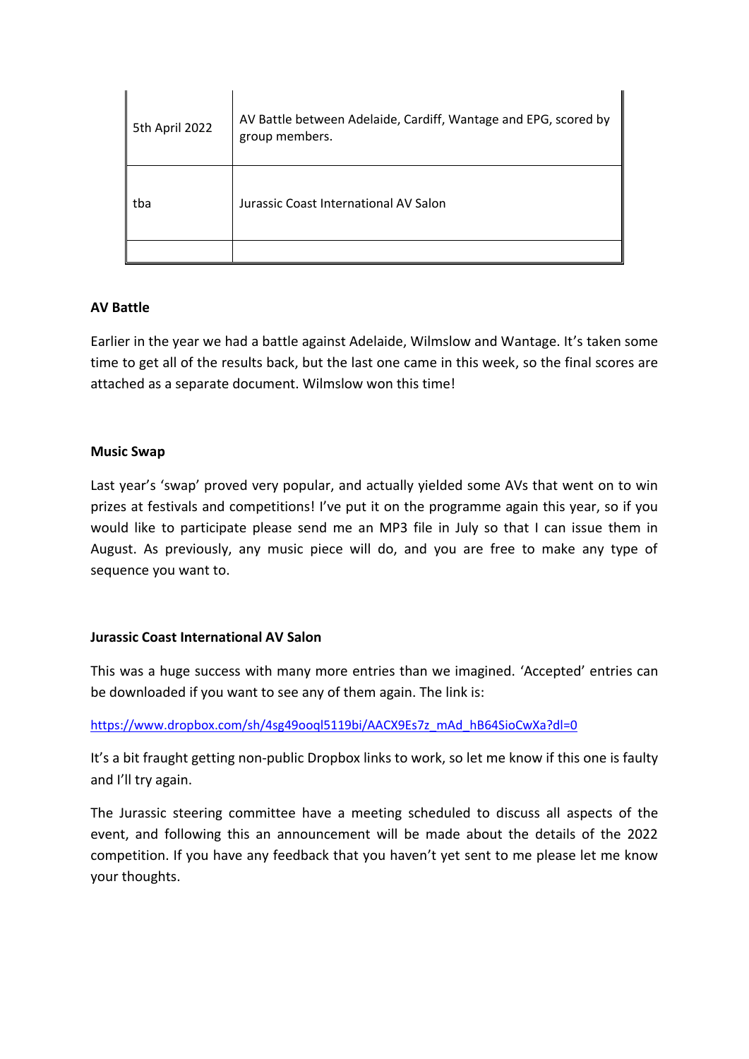| 5th April 2022 | AV Battle between Adelaide, Cardiff, Wantage and EPG, scored by group members. |
|---|---|
| tba | Jurassic Coast International AV Salon |
| | |

**AV Battle**

Earlier in the year we had a battle against Adelaide, Wilmslow and Wantage. It's taken some time to get all of the results back, but the last one came in this week, so the final scores are attached as a separate document. Wilmslow won this time!

**Music Swap**

Last year's 'swap' proved very popular, and actually yielded some AVs that went on to win prizes at festivals and competitions! I've put it on the programme again this year, so if you would like to participate please send me an MP3 file in July so that I can issue them in August. As previously, any music piece will do, and you are free to make any type of sequence you want to.

**Jurassic Coast International AV Salon**

This was a huge success with many more entries than we imagined. 'Accepted' entries can be downloaded if you want to see any of them again. The link is:

https://www.dropbox.com/sh/4sg49ooql5119bi/AACX9Es7z_mAd_hB64SioCwXa?dl=0

It's a bit fraught getting non-public Dropbox links to work, so let me know if this one is faulty and I'll try again.

The Jurassic steering committee have a meeting scheduled to discuss all aspects of the event, and following this an announcement will be made about the details of the 2022 competition. If you have any feedback that you haven't yet sent to me please let me know your thoughts.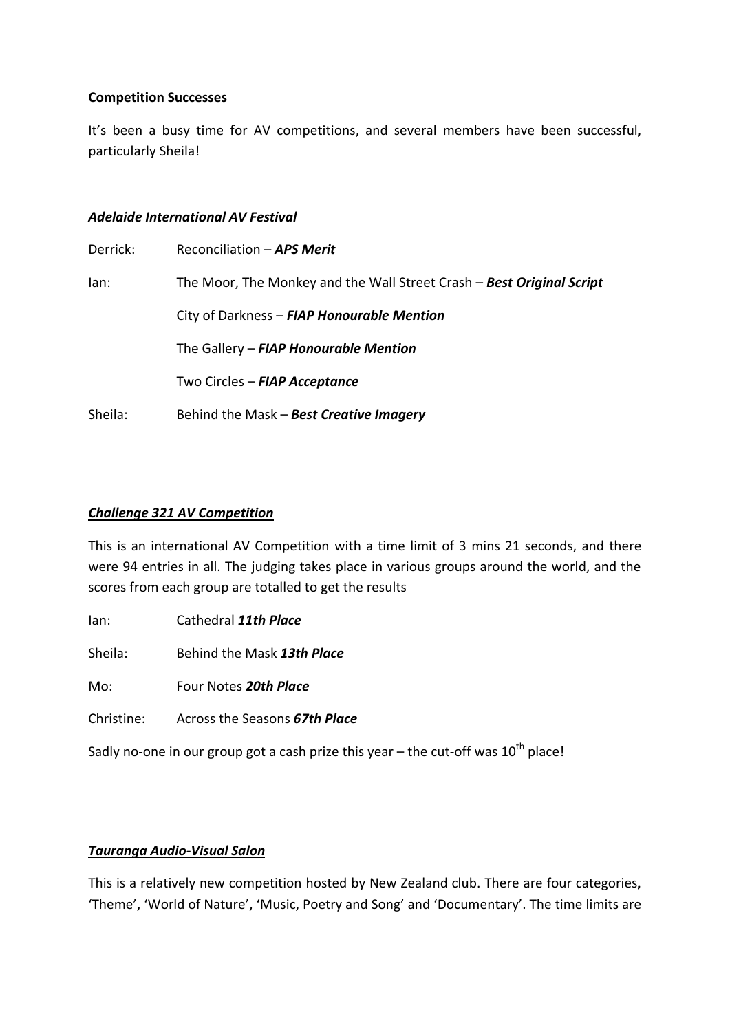**Competition Successes**

It's been a busy time for AV competitions, and several members have been successful, particularly Sheila!

***Adelaide International AV Festival***

Derrick: Reconciliation – ***APS Merit***

Ian: The Moor, The Monkey and the Wall Street Crash – ***Best Original Script***

City of Darkness – ***FIAP Honourable Mention***

The Gallery – ***FIAP Honourable Mention***

Two Circles – ***FIAP Acceptance***

Sheila: Behind the Mask – ***Best Creative Imagery***

***Challenge 321 AV Competition***

This is an international AV Competition with a time limit of 3 mins 21 seconds, and there were 94 entries in all. The judging takes place in various groups around the world, and the scores from each group are totalled to get the results

Ian: Cathedral ***11th Place***

Sheila: Behind the Mask ***13th Place***

Mo: Four Notes ***20th Place***

Christine: Across the Seasons ***67th Place***

Sadly no-one in our group got a cash prize this year – the cut-off was 10th place!

***Tauranga Audio-Visual Salon***

This is a relatively new competition hosted by New Zealand club. There are four categories, 'Theme', 'World of Nature', 'Music, Poetry and Song' and 'Documentary'. The time limits are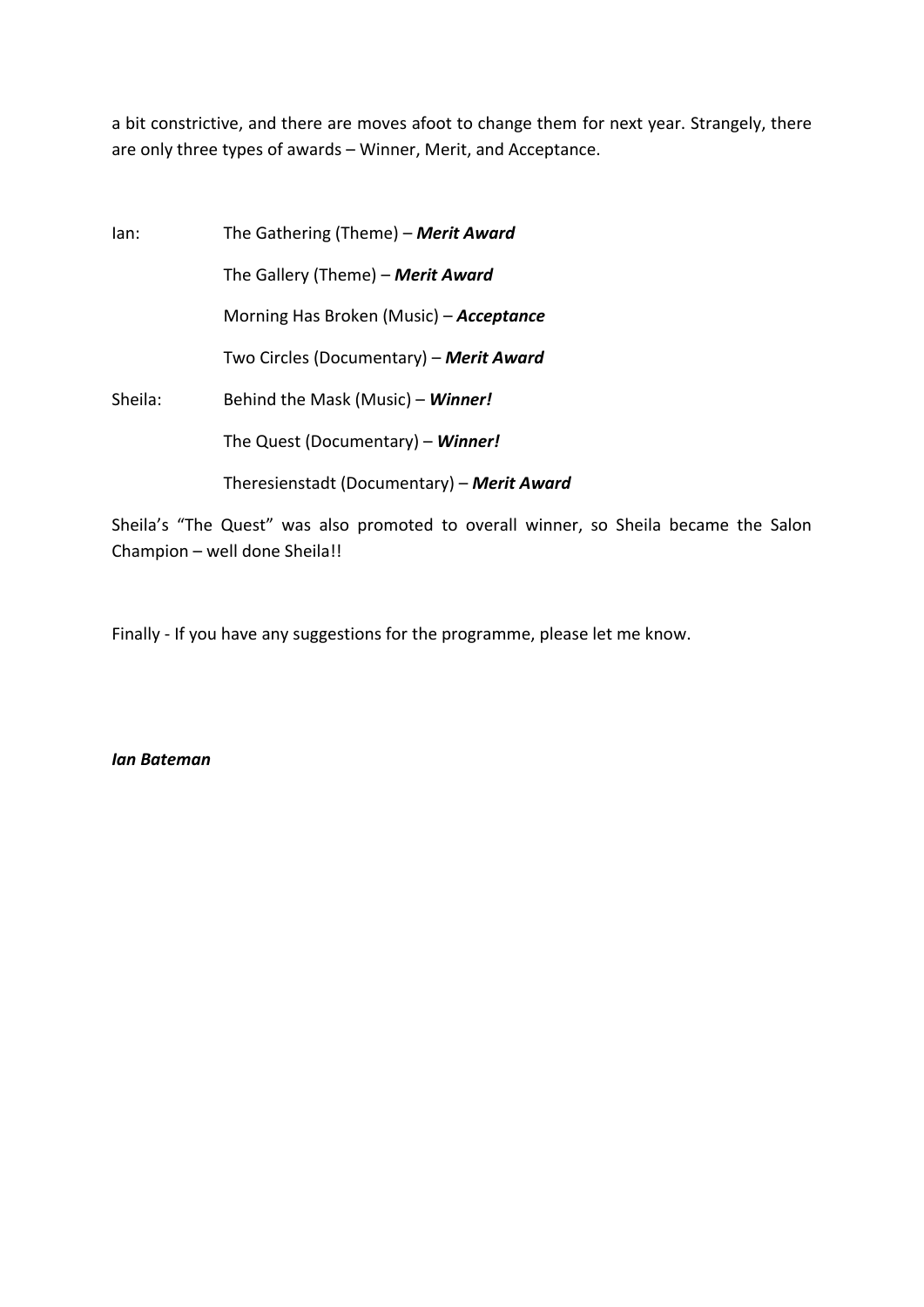a bit constrictive, and there are moves afoot to change them for next year. Strangely, there are only three types of awards – Winner, Merit, and Acceptance.

| | |
|---|---|
| Ian: | The Gathering (Theme) – ***Merit Award*** |
| | The Gallery (Theme) – ***Merit Award*** |
| | Morning Has Broken (Music) – ***Acceptance*** |
| | Two Circles (Documentary) – ***Merit Award*** |
| Sheila: | Behind the Mask (Music) – ***Winner!*** |
| | The Quest (Documentary) – ***Winner!*** |
| | Theresienstadt (Documentary) – ***Merit Award*** |

Sheila's "The Quest" was also promoted to overall winner, so Sheila became the Salon Champion – well done Sheila!!

Finally - If you have any suggestions for the programme, please let me know.

***Ian Bateman***